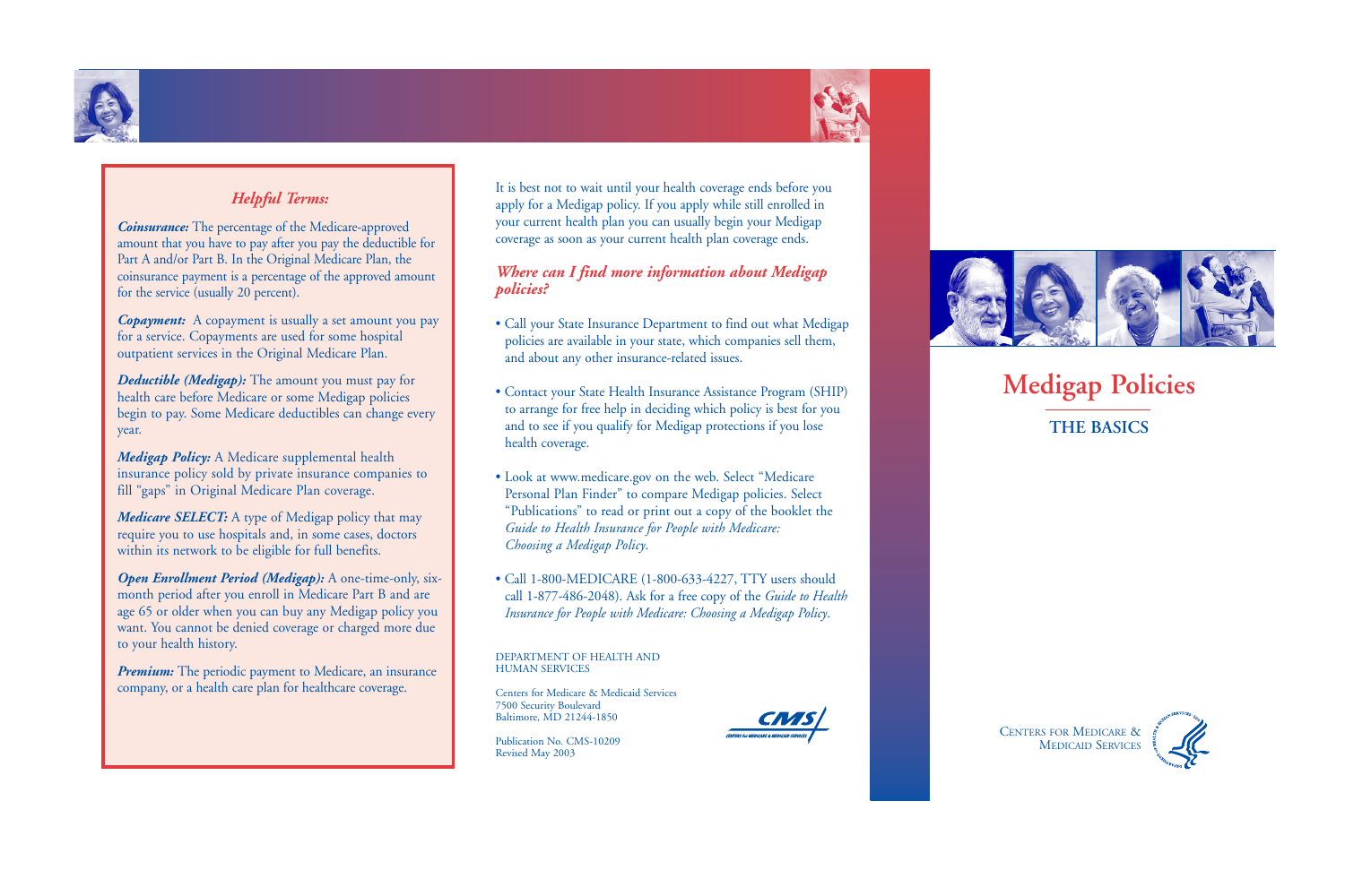### *Helpful Terms:*

***Coinsurance:*** The percentage of the Medicare-approved amount that you have to pay after you pay the deductible for Part A and/or Part B. In the Original Medicare Plan, the coinsurance payment is a percentage of the approved amount for the service (usually 20 percent).

***Copayment:*** A copayment is usually a set amount you pay for a service. Copayments are used for some hospital outpatient services in the Original Medicare Plan.

***Deductible (Medigap):*** The amount you must pay for health care before Medicare or some Medigap policies begin to pay. Some Medicare deductibles can change every year.

***Medigap Policy:*** A Medicare supplemental health insurance policy sold by private insurance companies to fill "gaps" in Original Medicare Plan coverage.

***Medicare SELECT:*** A type of Medigap policy that may require you to use hospitals and, in some cases, doctors within its network to be eligible for full benefits.

***Open Enrollment Period (Medigap):*** A one-time-only, six-month period after you enroll in Medicare Part B and are age 65 or older when you can buy any Medigap policy you want. You cannot be denied coverage or charged more due to your health history.

***Premium:*** The periodic payment to Medicare, an insurance company, or a health care plan for healthcare coverage.

It is best not to wait until your health coverage ends before you apply for a Medigap policy. If you apply while still enrolled in your current health plan you can usually begin your Medigap coverage as soon as your current health plan coverage ends.

### *Where can I find more information about Medigap policies?*

- Call your State Insurance Department to find out what Medigap policies are available in your state, which companies sell them, and about any other insurance-related issues.
- Contact your State Health Insurance Assistance Program (SHIP) to arrange for free help in deciding which policy is best for you and to see if you qualify for Medigap protections if you lose health coverage.
- Look at www.medicare.gov on the web. Select "Medicare Personal Plan Finder" to compare Medigap policies. Select "Publications" to read or print out a copy of the booklet the *Guide to Health Insurance for People with Medicare: Choosing a Medigap Policy*.
- Call 1-800-MEDICARE (1-800-633-4227, TTY users should call 1-877-486-2048). Ask for a free copy of the *Guide to Health Insurance for People with Medicare: Choosing a Medigap Policy*.

DEPARTMENT OF HEALTH AND HUMAN SERVICES

Centers for Medicare & Medicaid Services
7500 Security Boulevard
Baltimore, MD 21244-1850

Publication No. CMS-10209
Revised May 2003

# Medigap Policies

## THE BASICS

CENTERS FOR MEDICARE & MEDICAID SERVICES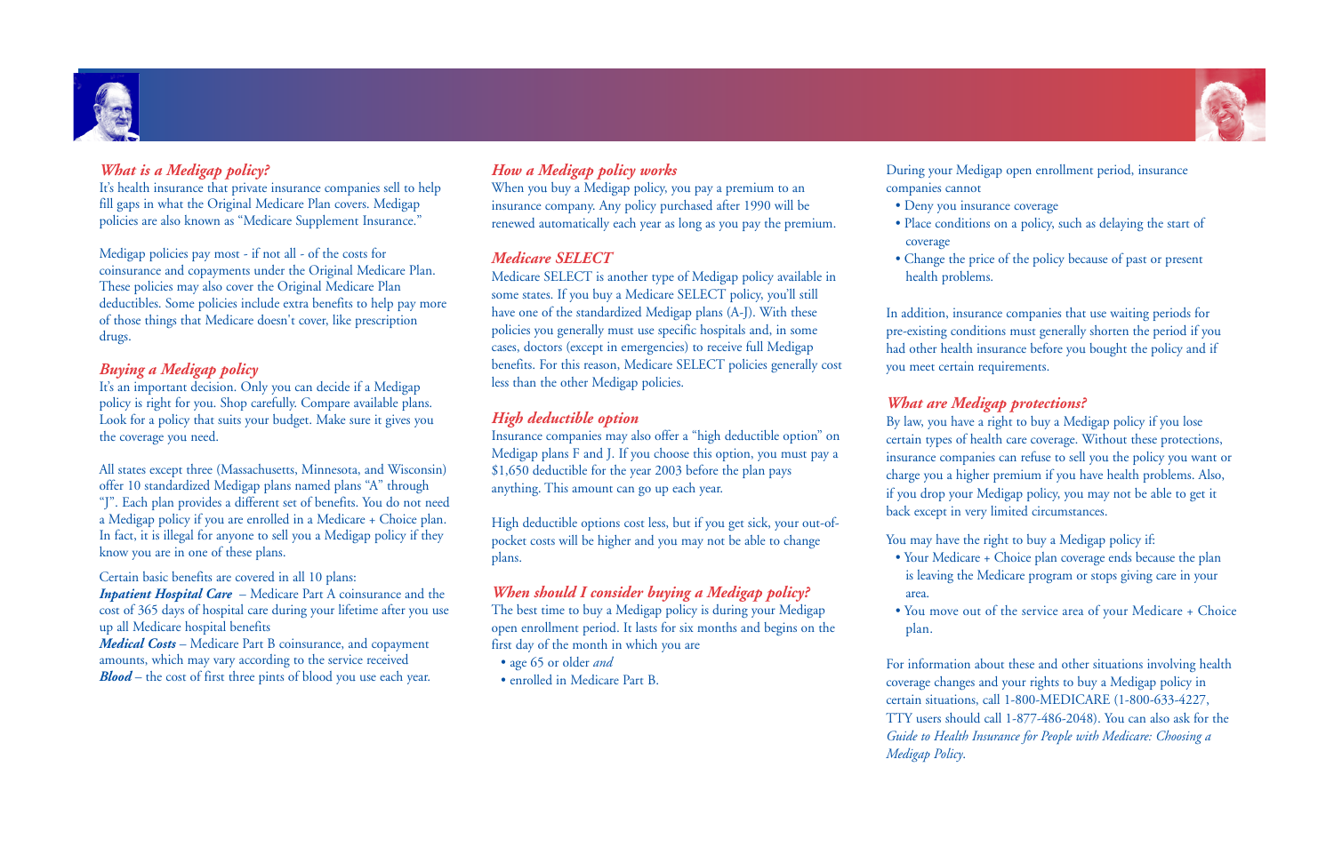### *What is a Medigap policy?*

It's health insurance that private insurance companies sell to help fill gaps in what the Original Medicare Plan covers. Medigap policies are also known as "Medicare Supplement Insurance."

Medigap policies pay most - if not all - of the costs for coinsurance and copayments under the Original Medicare Plan. These policies may also cover the Original Medicare Plan deductibles. Some policies include extra benefits to help pay more of those things that Medicare doesn't cover, like prescription drugs.

### *Buying a Medigap policy*

It's an important decision. Only you can decide if a Medigap policy is right for you. Shop carefully. Compare available plans. Look for a policy that suits your budget. Make sure it gives you the coverage you need.

All states except three (Massachusetts, Minnesota, and Wisconsin) offer 10 standardized Medigap plans named plans "A" through "J". Each plan provides a different set of benefits. You do not need a Medigap policy if you are enrolled in a Medicare + Choice plan. In fact, it is illegal for anyone to sell you a Medigap policy if they know you are in one of these plans.

Certain basic benefits are covered in all 10 plans:

***Inpatient Hospital Care*** – Medicare Part A coinsurance and the cost of 365 days of hospital care during your lifetime after you use up all Medicare hospital benefits

***Medical Costs*** – Medicare Part B coinsurance, and copayment amounts, which may vary according to the service received

***Blood*** – the cost of first three pints of blood you use each year.

### *How a Medigap policy works*

When you buy a Medigap policy, you pay a premium to an insurance company. Any policy purchased after 1990 will be renewed automatically each year as long as you pay the premium.

### *Medicare SELECT*

Medicare SELECT is another type of Medigap policy available in some states. If you buy a Medicare SELECT policy, you'll still have one of the standardized Medigap plans (A-J). With these policies you generally must use specific hospitals and, in some cases, doctors (except in emergencies) to receive full Medigap benefits. For this reason, Medicare SELECT policies generally cost less than the other Medigap policies.

### *High deductible option*

Insurance companies may also offer a "high deductible option" on Medigap plans F and J. If you choose this option, you must pay a $1,650 deductible for the year 2003 before the plan pays anything. This amount can go up each year.

High deductible options cost less, but if you get sick, your out-of-pocket costs will be higher and you may not be able to change plans.

### *When should I consider buying a Medigap policy?*

The best time to buy a Medigap policy is during your Medigap open enrollment period. It lasts for six months and begins on the first day of the month in which you are

- age 65 or older *and*
- enrolled in Medicare Part B.

During your Medigap open enrollment period, insurance companies cannot

- Deny you insurance coverage
- Place conditions on a policy, such as delaying the start of coverage
- Change the price of the policy because of past or present health problems.

In addition, insurance companies that use waiting periods for pre-existing conditions must generally shorten the period if you had other health insurance before you bought the policy and if you meet certain requirements.

### *What are Medigap protections?*

By law, you have a right to buy a Medigap policy if you lose certain types of health care coverage. Without these protections, insurance companies can refuse to sell you the policy you want or charge you a higher premium if you have health problems. Also, if you drop your Medigap policy, you may not be able to get it back except in very limited circumstances.

You may have the right to buy a Medigap policy if:

- Your Medicare + Choice plan coverage ends because the plan is leaving the Medicare program or stops giving care in your area.
- You move out of the service area of your Medicare + Choice plan.

For information about these and other situations involving health coverage changes and your rights to buy a Medigap policy in certain situations, call 1-800-MEDICARE (1-800-633-4227, TTY users should call 1-877-486-2048). You can also ask for the *Guide to Health Insurance for People with Medicare: Choosing a Medigap Policy.*